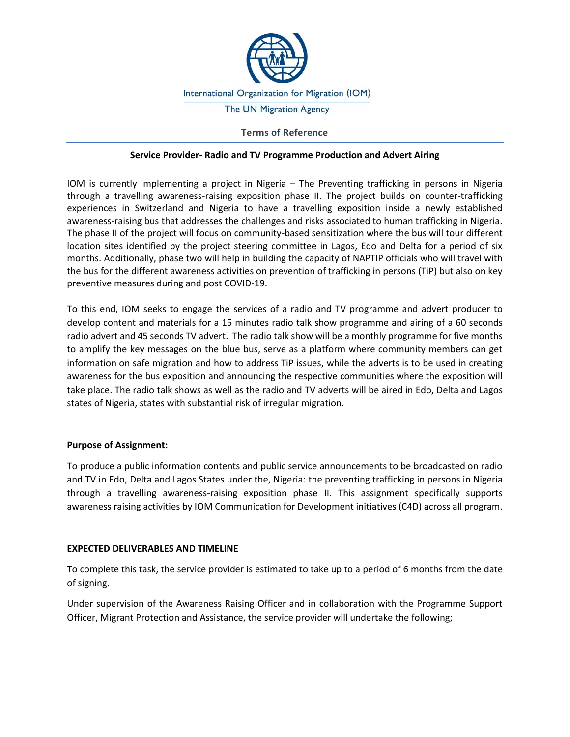International Organization for Migration (IOM)

The UN Migration Agency

# Terms of Reference

## Service Provider- Radio and TV Programme Production and Advert Airing

IOM is currently implementing a project in Nigeria – The Preventing trafficking in persons in Nigeria through a travelling awareness-raising exposition phase II. The project builds on counter-trafficking experiences in Switzerland and Nigeria to have a travelling exposition inside a newly established awareness-raising bus that addresses the challenges and risks associated to human trafficking in Nigeria. The phase II of the project will focus on community-based sensitization where the bus will tour different location sites identified by the project steering committee in Lagos, Edo and Delta for a period of six months. Additionally, phase two will help in building the capacity of NAPTIP officials who will travel with the bus for the different awareness activities on prevention of trafficking in persons (TiP) but also on key preventive measures during and post COVID-19.

To this end, IOM seeks to engage the services of a radio and TV programme and advert producer to develop content and materials for a 15 minutes radio talk show programme and airing of a 60 seconds radio advert and 45 seconds TV advert. The radio talk show will be a monthly programme for five months to amplify the key messages on the blue bus, serve as a platform where community members can get information on safe migration and how to address TiP issues, while the adverts is to be used in creating awareness for the bus exposition and announcing the respective communities where the exposition will take place. The radio talk shows as well as the radio and TV adverts will be aired in Edo, Delta and Lagos states of Nigeria, states with substantial risk of irregular migration.

**Purpose of Assignment:**

To produce a public information contents and public service announcements to be broadcasted on radio and TV in Edo, Delta and Lagos States under the, Nigeria: the preventing trafficking in persons in Nigeria through a travelling awareness-raising exposition phase II. This assignment specifically supports awareness raising activities by IOM Communication for Development initiatives (C4D) across all program.

**EXPECTED DELIVERABLES AND TIMELINE**

To complete this task, the service provider is estimated to take up to a period of 6 months from the date of signing.

Under supervision of the Awareness Raising Officer and in collaboration with the Programme Support Officer, Migrant Protection and Assistance, the service provider will undertake the following;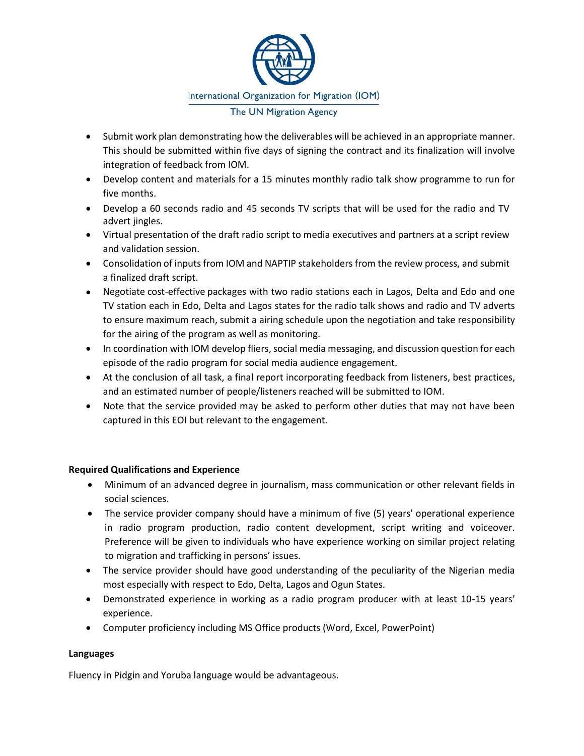- Submit work plan demonstrating how the deliverables will be achieved in an appropriate manner. This should be submitted within five days of signing the contract and its finalization will involve integration of feedback from IOM.
- Develop content and materials for a 15 minutes monthly radio talk show programme to run for five months.
- Develop a 60 seconds radio and 45 seconds TV scripts that will be used for the radio and TV advert jingles.
- Virtual presentation of the draft radio script to media executives and partners at a script review and validation session.
- Consolidation of inputs from IOM and NAPTIP stakeholders from the review process, and submit a finalized draft script.
- Negotiate cost-effective packages with two radio stations each in Lagos, Delta and Edo and one TV station each in Edo, Delta and Lagos states for the radio talk shows and radio and TV adverts to ensure maximum reach, submit a airing schedule upon the negotiation and take responsibility for the airing of the program as well as monitoring.
- In coordination with IOM develop fliers, social media messaging, and discussion question for each episode of the radio program for social media audience engagement.
- At the conclusion of all task, a final report incorporating feedback from listeners, best practices, and an estimated number of people/listeners reached will be submitted to IOM.
- Note that the service provided may be asked to perform other duties that may not have been captured in this EOI but relevant to the engagement.

**Required Qualifications and Experience**

- Minimum of an advanced degree in journalism, mass communication or other relevant fields in social sciences.
- The service provider company should have a minimum of five (5) years' operational experience in radio program production, radio content development, script writing and voiceover. Preference will be given to individuals who have experience working on similar project relating to migration and trafficking in persons' issues.
- The service provider should have good understanding of the peculiarity of the Nigerian media most especially with respect to Edo, Delta, Lagos and Ogun States.
- Demonstrated experience in working as a radio program producer with at least 10-15 years' experience.
- Computer proficiency including MS Office products (Word, Excel, PowerPoint)

**Languages**

Fluency in Pidgin and Yoruba language would be advantageous.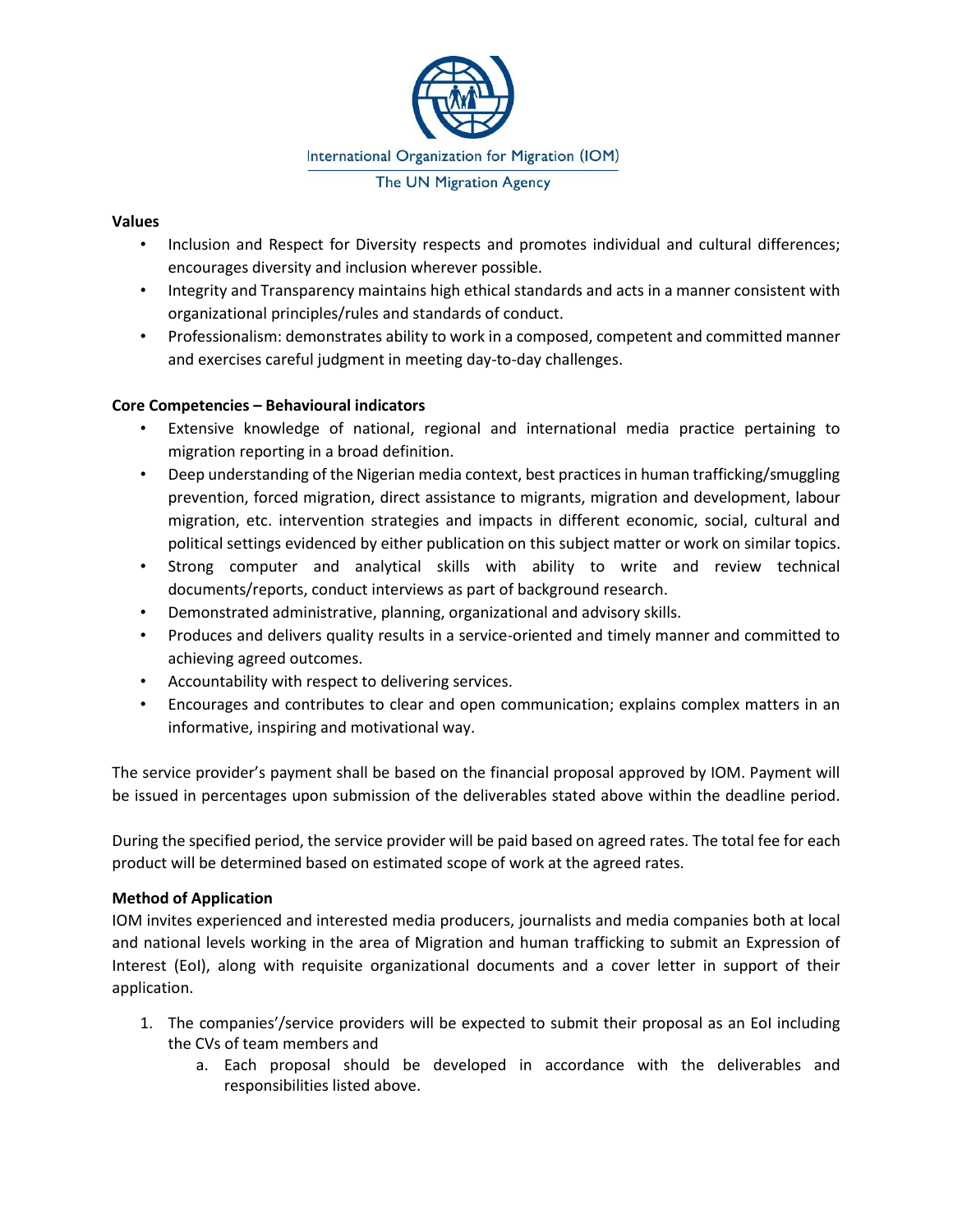**Values**

- Inclusion and Respect for Diversity respects and promotes individual and cultural differences; encourages diversity and inclusion wherever possible.
- Integrity and Transparency maintains high ethical standards and acts in a manner consistent with organizational principles/rules and standards of conduct.
- Professionalism: demonstrates ability to work in a composed, competent and committed manner and exercises careful judgment in meeting day-to-day challenges.

**Core Competencies – Behavioural indicators**

- Extensive knowledge of national, regional and international media practice pertaining to migration reporting in a broad definition.
- Deep understanding of the Nigerian media context, best practices in human trafficking/smuggling prevention, forced migration, direct assistance to migrants, migration and development, labour migration, etc. intervention strategies and impacts in different economic, social, cultural and political settings evidenced by either publication on this subject matter or work on similar topics.
- Strong computer and analytical skills with ability to write and review technical documents/reports, conduct interviews as part of background research.
- Demonstrated administrative, planning, organizational and advisory skills.
- Produces and delivers quality results in a service-oriented and timely manner and committed to achieving agreed outcomes.
- Accountability with respect to delivering services.
- Encourages and contributes to clear and open communication; explains complex matters in an informative, inspiring and motivational way.

The service provider's payment shall be based on the financial proposal approved by IOM. Payment will be issued in percentages upon submission of the deliverables stated above within the deadline period.

During the specified period, the service provider will be paid based on agreed rates. The total fee for each product will be determined based on estimated scope of work at the agreed rates.

**Method of Application**

IOM invites experienced and interested media producers, journalists and media companies both at local and national levels working in the area of Migration and human trafficking to submit an Expression of Interest (EoI), along with requisite organizational documents and a cover letter in support of their application.

1. The companies'/service providers will be expected to submit their proposal as an EoI including the CVs of team members and
    a. Each proposal should be developed in accordance with the deliverables and responsibilities listed above.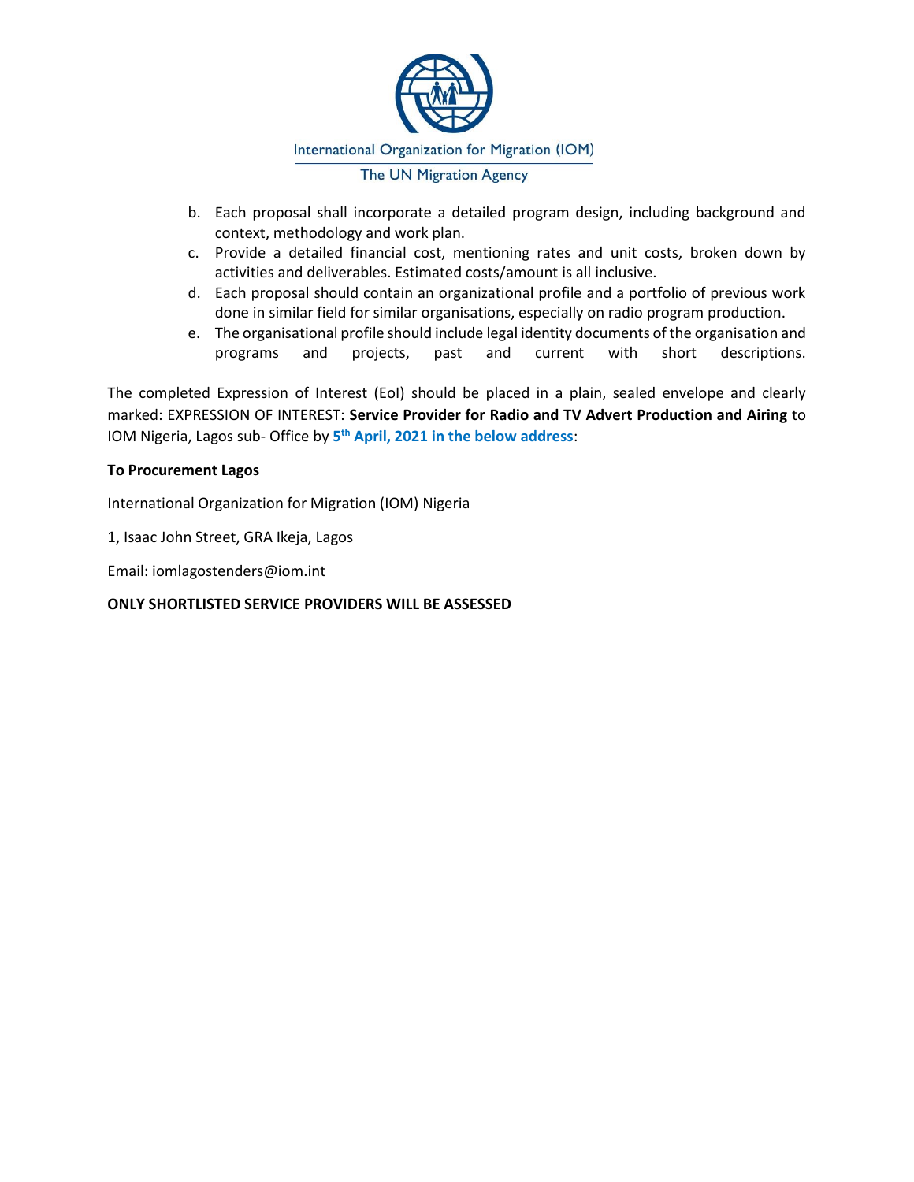b. Each proposal shall incorporate a detailed program design, including background and context, methodology and work plan.
c. Provide a detailed financial cost, mentioning rates and unit costs, broken down by activities and deliverables. Estimated costs/amount is all inclusive.
d. Each proposal should contain an organizational profile and a portfolio of previous work done in similar field for similar organisations, especially on radio program production.
e. The organisational profile should include legal identity documents of the organisation and programs and projects, past and current with short descriptions.

The completed Expression of Interest (EoI) should be placed in a plain, sealed envelope and clearly marked: EXPRESSION OF INTEREST: **Service Provider for Radio and TV Advert Production and Airing** to IOM Nigeria, Lagos sub- Office by **5th April, 2021 in the below address**:

**To Procurement Lagos**

International Organization for Migration (IOM) Nigeria

1, Isaac John Street, GRA Ikeja, Lagos

Email: iomlagostenders@iom.int

**ONLY SHORTLISTED SERVICE PROVIDERS WILL BE ASSESSED**